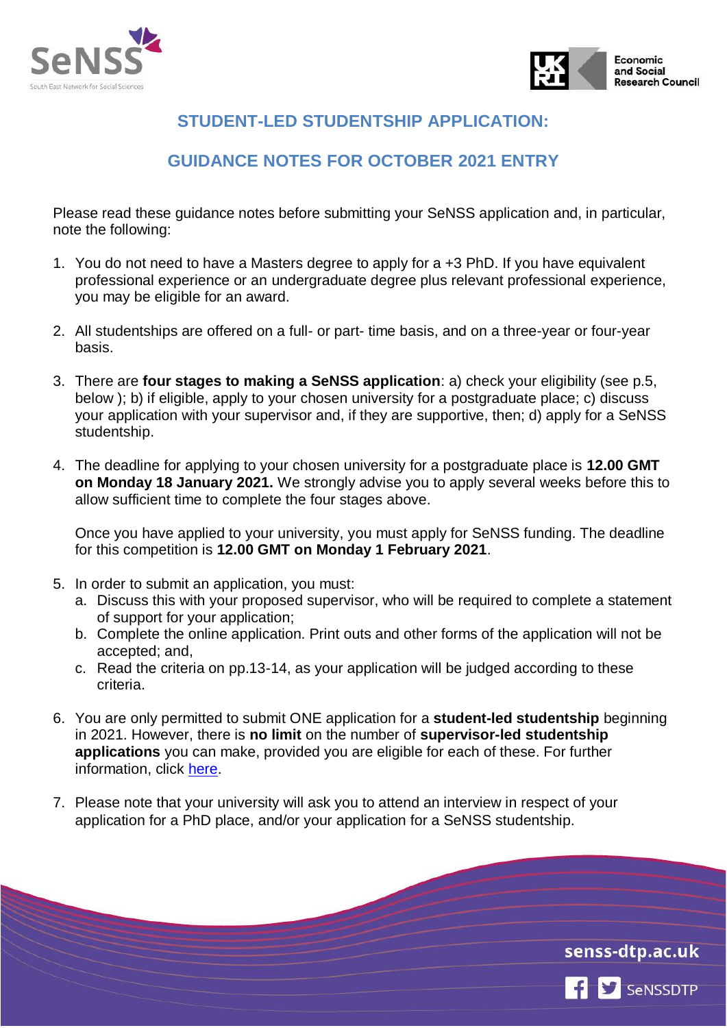# STUDENT-LED STUDENTSHIP APPLICATION:

## GUIDANCE NOTES FOR OCTOBER 2021 ENTRY

Please read these guidance notes before submitting your SeNSS application and, in particular, note the following:

1. You do not need to have a Masters degree to apply for a +3 PhD. If you have equivalent professional experience or an undergraduate degree plus relevant professional experience, you may be eligible for an award.

2. All studentships are offered on a full- or part- time basis, and on a three-year or four-year basis.

3. There are **four stages to making a SeNSS application**: a) check your eligibility (see p.5, below ); b) if eligible, apply to your chosen university for a postgraduate place; c) discuss your application with your supervisor and, if they are supportive, then; d) apply for a SeNSS studentship.

4. The deadline for applying to your chosen university for a postgraduate place is **12.00 GMT on Monday 18 January 2021.** We strongly advise you to apply several weeks before this to allow sufficient time to complete the four stages above.

   Once you have applied to your university, you must apply for SeNSS funding. The deadline for this competition is **12.00 GMT on Monday 1 February 2021**.

5. In order to submit an application, you must:
   a. Discuss this with your proposed supervisor, who will be required to complete a statement of support for your application;
   b. Complete the online application. Print outs and other forms of the application will not be accepted; and,
   c. Read the criteria on pp.13-14, as your application will be judged according to these criteria.

6. You are only permitted to submit ONE application for a **student-led studentship** beginning in 2021. However, there is **no limit** on the number of **supervisor-led studentship applications** you can make, provided you are eligible for each of these. For further information, click here.

7. Please note that your university will ask you to attend an interview in respect of your application for a PhD place, and/or your application for a SeNSS studentship.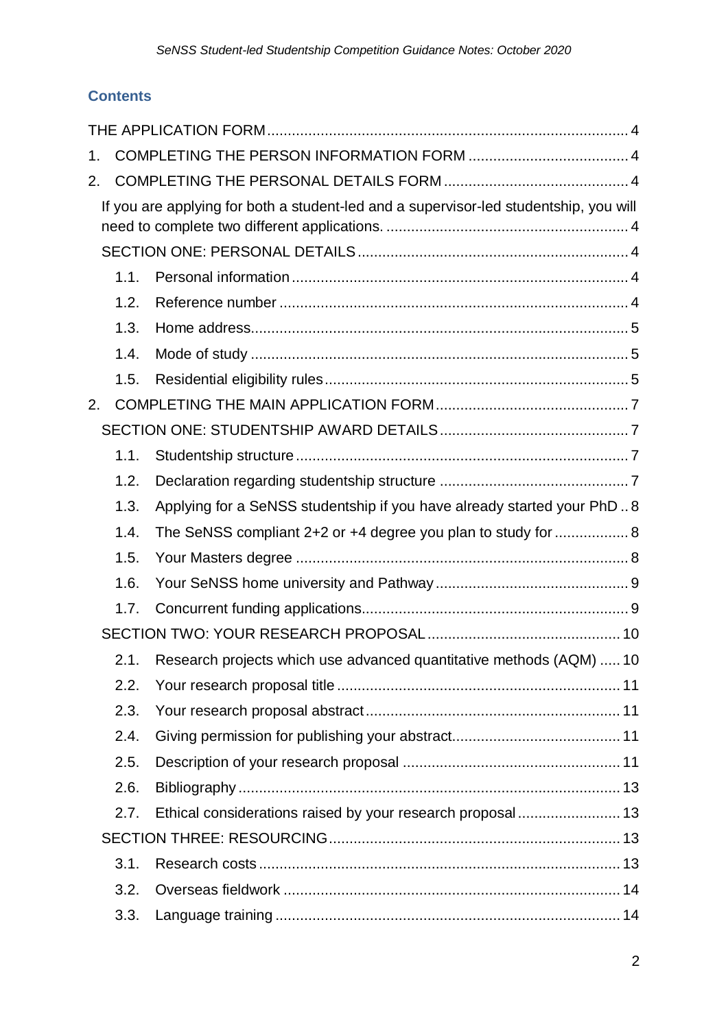## Contents

THE APPLICATION FORM .......... 4

1. COMPLETING THE PERSON INFORMATION FORM .......... 4
2. COMPLETING THE PERSONAL DETAILS FORM .......... 4
   - If you are applying for both a student-led and a supervisor-led studentship, you will need to complete two different applications. .......... 4
   - SECTION ONE: PERSONAL DETAILS .......... 4
     - 1.1. Personal information .......... 4
     - 1.2. Reference number .......... 4
     - 1.3. Home address .......... 5
     - 1.4. Mode of study .......... 5
     - 1.5. Residential eligibility rules .......... 5
2. COMPLETING THE MAIN APPLICATION FORM .......... 7
   - SECTION ONE: STUDENTSHIP AWARD DETAILS .......... 7
     - 1.1. Studentship structure .......... 7
     - 1.2. Declaration regarding studentship structure .......... 7
     - 1.3. Applying for a SeNSS studentship if you have already started your PhD .. 8
     - 1.4. The SeNSS compliant 2+2 or +4 degree you plan to study for .......... 8
     - 1.5. Your Masters degree .......... 8
     - 1.6. Your SeNSS home university and Pathway .......... 9
     - 1.7. Concurrent funding applications .......... 9
   - SECTION TWO: YOUR RESEARCH PROPOSAL .......... 10
     - 2.1. Research projects which use advanced quantitative methods (AQM) ..... 10
     - 2.2. Your research proposal title .......... 11
     - 2.3. Your research proposal abstract .......... 11
     - 2.4. Giving permission for publishing your abstract .......... 11
     - 2.5. Description of your research proposal .......... 11
     - 2.6. Bibliography .......... 13
     - 2.7. Ethical considerations raised by your research proposal .......... 13
   - SECTION THREE: RESOURCING .......... 13
     - 3.1. Research costs .......... 13
     - 3.2. Overseas fieldwork .......... 14
     - 3.3. Language training .......... 14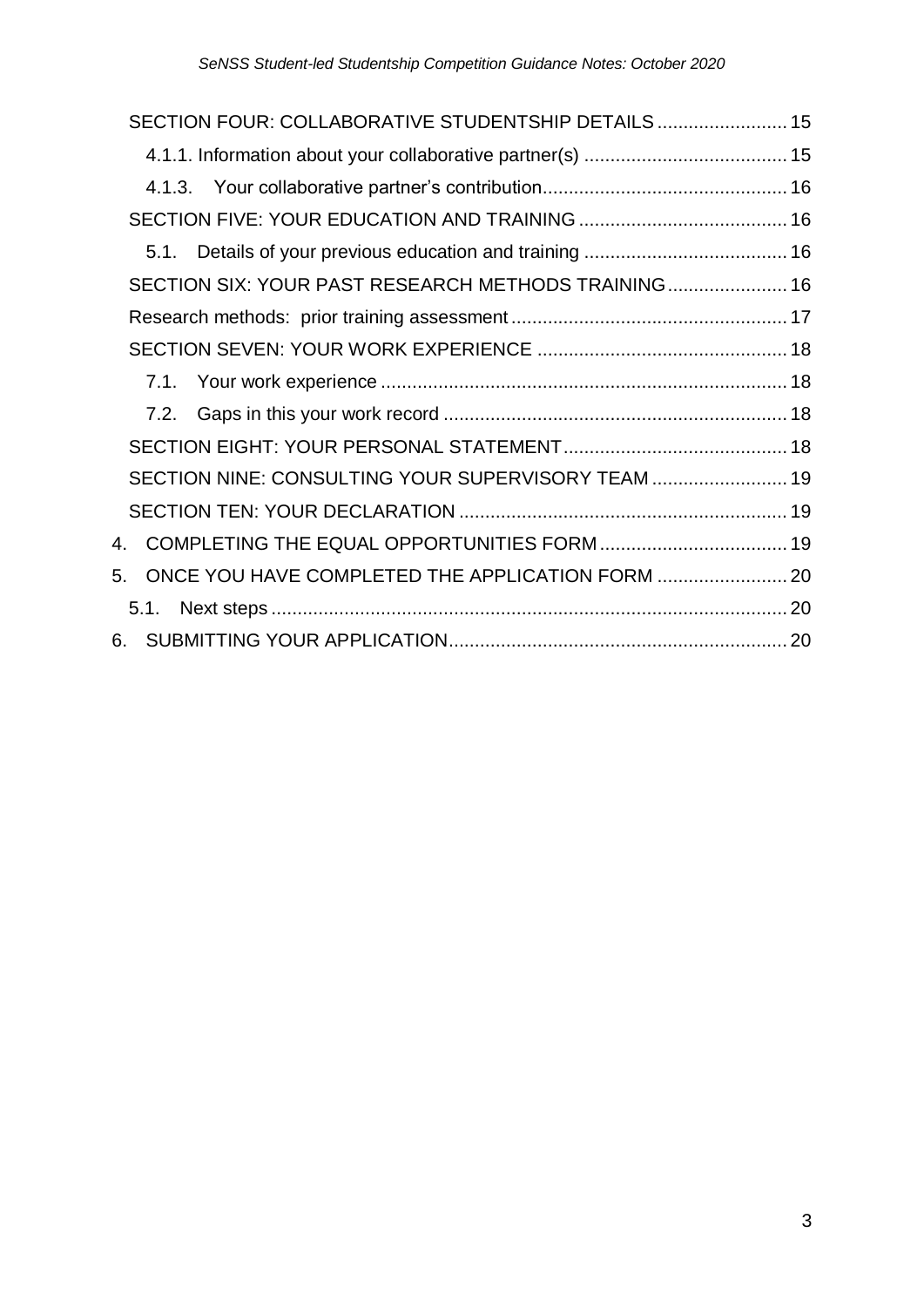SECTION FOUR: COLLABORATIVE STUDENTSHIP DETAILS ......................... 15

4.1.1. Information about your collaborative partner(s) ....................................... 15

4.1.3. Your collaborative partner's contribution............................................... 16

SECTION FIVE: YOUR EDUCATION AND TRAINING ........................................ 16

5.1. Details of your previous education and training ....................................... 16

SECTION SIX: YOUR PAST RESEARCH METHODS TRAINING....................... 16

Research methods: prior training assessment ..................................................... 17

SECTION SEVEN: YOUR WORK EXPERIENCE ................................................ 18

7.1. Your work experience .............................................................................. 18

7.2. Gaps in this your work record .................................................................. 18

SECTION EIGHT: YOUR PERSONAL STATEMENT........................................... 18

SECTION NINE: CONSULTING YOUR SUPERVISORY TEAM .......................... 19

SECTION TEN: YOUR DECLARATION ............................................................... 19

4. COMPLETING THE EQUAL OPPORTUNITIES FORM .................................... 19

5. ONCE YOU HAVE COMPLETED THE APPLICATION FORM ......................... 20

5.1. Next steps .................................................................................................. 20

6. SUBMITTING YOUR APPLICATION................................................................. 20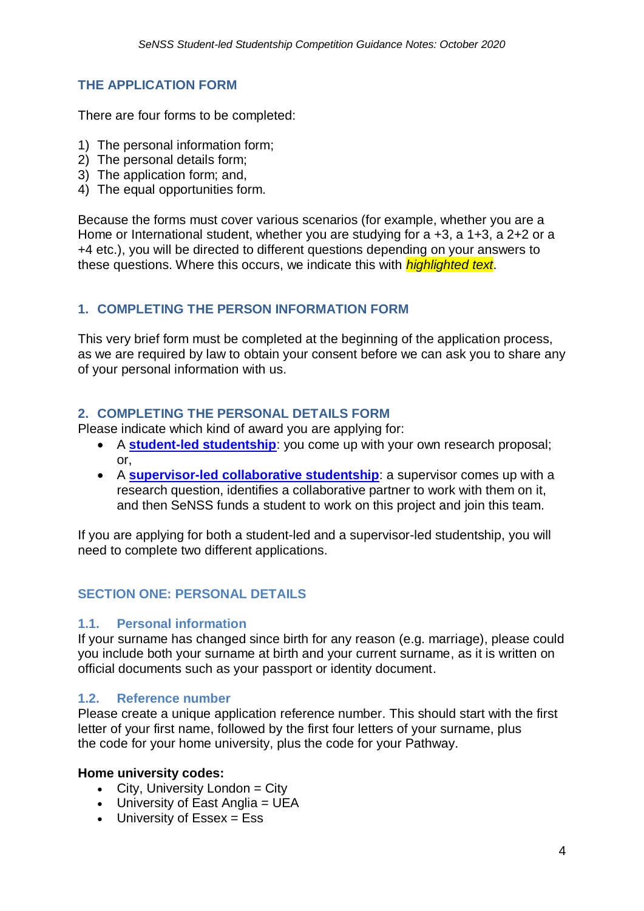## THE APPLICATION FORM

There are four forms to be completed:

1) The personal information form;
2) The personal details form;
3) The application form; and,
4) The equal opportunities form.

Because the forms must cover various scenarios (for example, whether you are a Home or International student, whether you are studying for a +3, a 1+3, a 2+2 or a +4 etc.), you will be directed to different questions depending on your answers to these questions. Where this occurs, we indicate this with *highlighted text*.

## 1. COMPLETING THE PERSON INFORMATION FORM

This very brief form must be completed at the beginning of the application process, as we are required by law to obtain your consent before we can ask you to share any of your personal information with us.

## 2. COMPLETING THE PERSONAL DETAILS FORM

Please indicate which kind of award you are applying for:

- A **student-led studentship**: you come up with your own research proposal; or,
- A **supervisor-led collaborative studentship**: a supervisor comes up with a research question, identifies a collaborative partner to work with them on it, and then SeNSS funds a student to work on this project and join this team.

If you are applying for both a student-led and a supervisor-led studentship, you will need to complete two different applications.

## SECTION ONE: PERSONAL DETAILS

### 1.1. Personal information

If your surname has changed since birth for any reason (e.g. marriage), please could you include both your surname at birth and your current surname, as it is written on official documents such as your passport or identity document.

### 1.2. Reference number

Please create a unique application reference number. This should start with the first letter of your first name, followed by the first four letters of your surname, plus the code for your home university, plus the code for your Pathway.

**Home university codes:**

- City, University London = City
- University of East Anglia = UEA
- University of Essex = Ess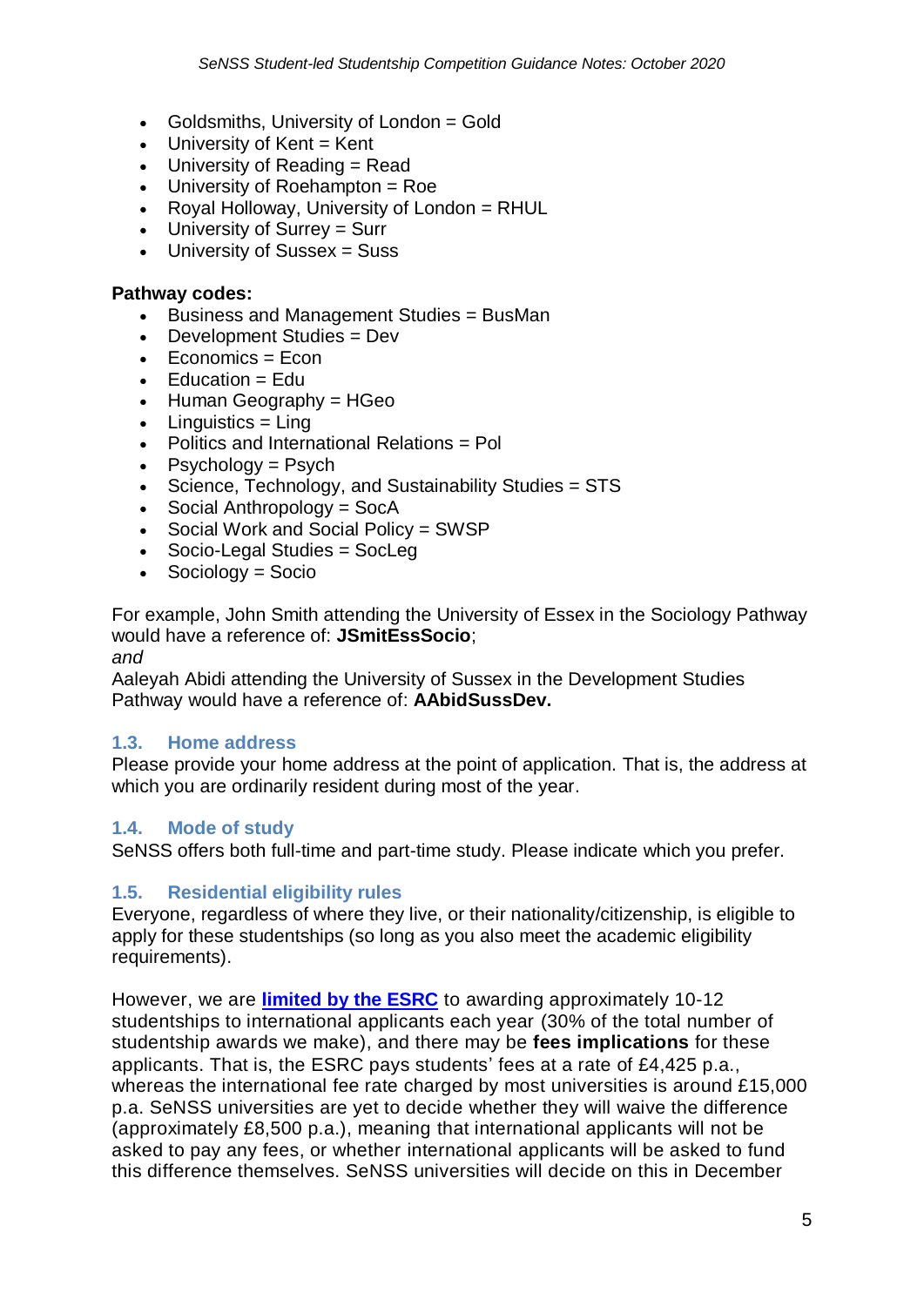- Goldsmiths, University of London = Gold
- University of Kent = Kent
- University of Reading = Read
- University of Roehampton = Roe
- Royal Holloway, University of London = RHUL
- University of Surrey = Surr
- University of Sussex = Suss

**Pathway codes:**

- Business and Management Studies = BusMan
- Development Studies = Dev
- Economics = Econ
- Education = Edu
- Human Geography = HGeo
- Linguistics = Ling
- Politics and International Relations = Pol
- Psychology = Psych
- Science, Technology, and Sustainability Studies = STS
- Social Anthropology = SocA
- Social Work and Social Policy = SWSP
- Socio-Legal Studies = SocLeg
- Sociology = Socio

For example, John Smith attending the University of Essex in the Sociology Pathway would have a reference of: **JSmitEssSocio**;

*and*

Aaleyah Abidi attending the University of Sussex in the Development Studies Pathway would have a reference of: **AAbidSussDev.**

### 1.3. Home address

Please provide your home address at the point of application. That is, the address at which you are ordinarily resident during most of the year.

### 1.4. Mode of study

SeNSS offers both full-time and part-time study. Please indicate which you prefer.

### 1.5. Residential eligibility rules

Everyone, regardless of where they live, or their nationality/citizenship, is eligible to apply for these studentships (so long as you also meet the academic eligibility requirements).

However, we are **limited by the ESRC** to awarding approximately 10-12 studentships to international applicants each year (30% of the total number of studentship awards we make), and there may be **fees implications** for these applicants. That is, the ESRC pays students' fees at a rate of £4,425 p.a., whereas the international fee rate charged by most universities is around £15,000 p.a. SeNSS universities are yet to decide whether they will waive the difference (approximately £8,500 p.a.), meaning that international applicants will not be asked to pay any fees, or whether international applicants will be asked to fund this difference themselves. SeNSS universities will decide on this in December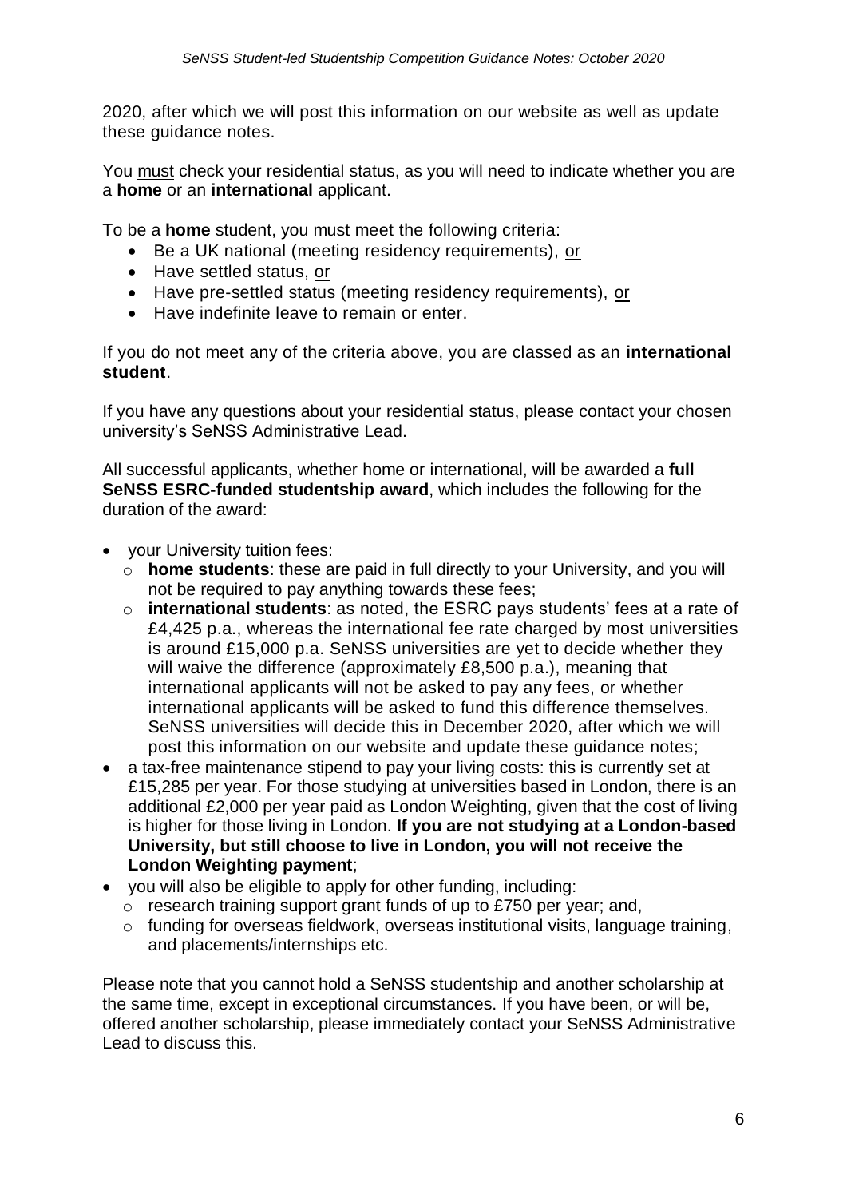2020, after which we will post this information on our website as well as update these guidance notes.

You must check your residential status, as you will need to indicate whether you are a **home** or an **international** applicant.

To be a **home** student, you must meet the following criteria:

- Be a UK national (meeting residency requirements), or
- Have settled status, or
- Have pre-settled status (meeting residency requirements), or
- Have indefinite leave to remain or enter.

If you do not meet any of the criteria above, you are classed as an **international student**.

If you have any questions about your residential status, please contact your chosen university's SeNSS Administrative Lead.

All successful applicants, whether home or international, will be awarded a **full SeNSS ESRC-funded studentship award**, which includes the following for the duration of the award:

- your University tuition fees:
  - **home students**: these are paid in full directly to your University, and you will not be required to pay anything towards these fees;
  - **international students**: as noted, the ESRC pays students' fees at a rate of £4,425 p.a., whereas the international fee rate charged by most universities is around £15,000 p.a. SeNSS universities are yet to decide whether they will waive the difference (approximately £8,500 p.a.), meaning that international applicants will not be asked to pay any fees, or whether international applicants will be asked to fund this difference themselves. SeNSS universities will decide this in December 2020, after which we will post this information on our website and update these guidance notes;
- a tax-free maintenance stipend to pay your living costs: this is currently set at £15,285 per year. For those studying at universities based in London, there is an additional £2,000 per year paid as London Weighting, given that the cost of living is higher for those living in London. **If you are not studying at a London-based University, but still choose to live in London, you will not receive the London Weighting payment**;
- you will also be eligible to apply for other funding, including:
  - research training support grant funds of up to £750 per year; and,
  - funding for overseas fieldwork, overseas institutional visits, language training, and placements/internships etc.

Please note that you cannot hold a SeNSS studentship and another scholarship at the same time, except in exceptional circumstances. If you have been, or will be, offered another scholarship, please immediately contact your SeNSS Administrative Lead to discuss this.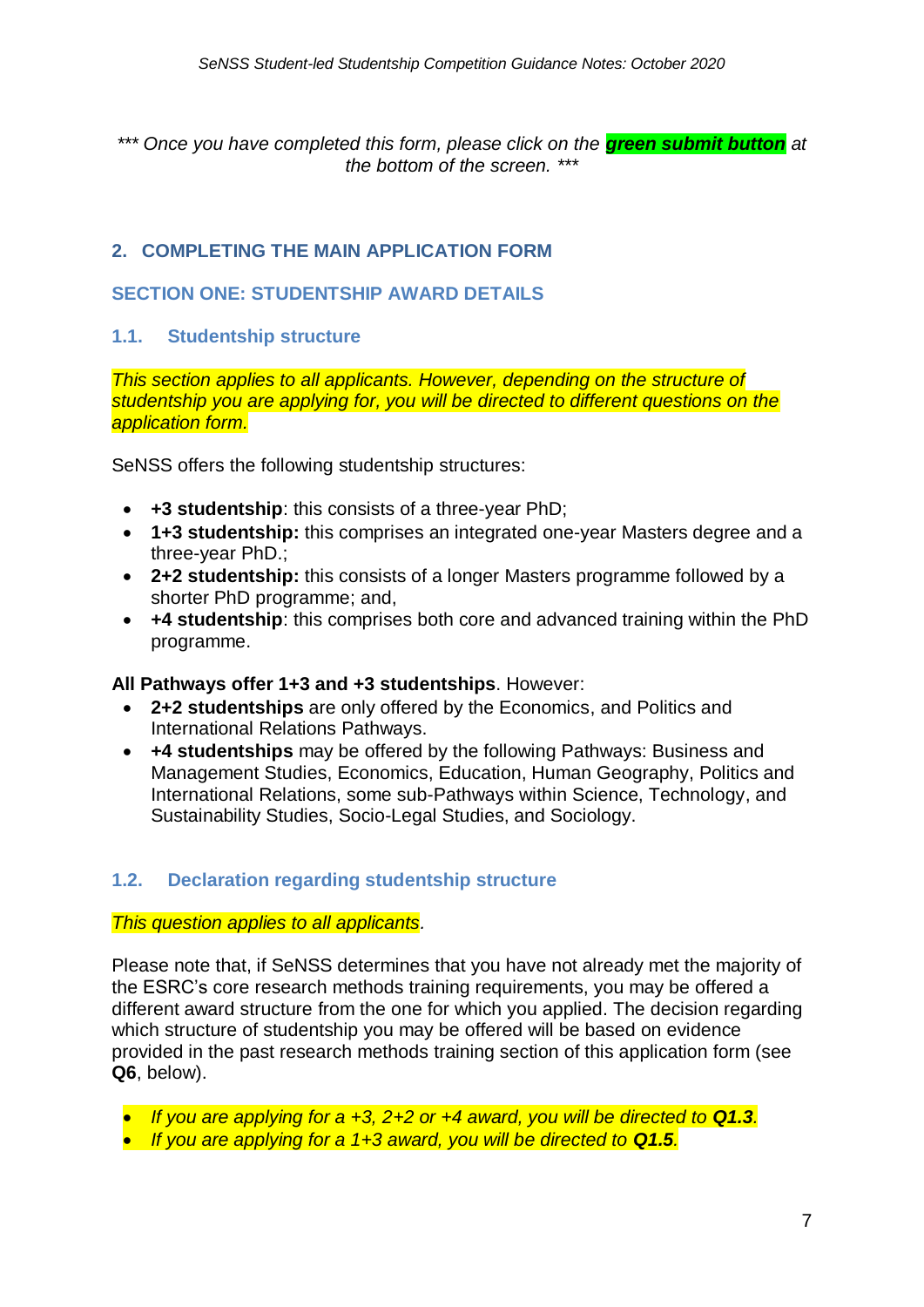*\*\*\* Once you have completed this form, please click on the **green submit button** at the bottom of the screen. \*\*\**

## 2. COMPLETING THE MAIN APPLICATION FORM

### SECTION ONE: STUDENTSHIP AWARD DETAILS

#### 1.1. Studentship structure

*This section applies to all applicants. However, depending on the structure of studentship you are applying for, you will be directed to different questions on the application form.*

SeNSS offers the following studentship structures:

- **+3 studentship**: this consists of a three-year PhD;
- **1+3 studentship:** this comprises an integrated one-year Masters degree and a three-year PhD.;
- **2+2 studentship:** this consists of a longer Masters programme followed by a shorter PhD programme; and,
- **+4 studentship**: this comprises both core and advanced training within the PhD programme.

**All Pathways offer 1+3 and +3 studentships**. However:

- **2+2 studentships** are only offered by the Economics, and Politics and International Relations Pathways.
- **+4 studentships** may be offered by the following Pathways: Business and Management Studies, Economics, Education, Human Geography, Politics and International Relations, some sub-Pathways within Science, Technology, and Sustainability Studies, Socio-Legal Studies, and Sociology.

#### 1.2. Declaration regarding studentship structure

*This question applies to all applicants.*

Please note that, if SeNSS determines that you have not already met the majority of the ESRC's core research methods training requirements, you may be offered a different award structure from the one for which you applied. The decision regarding which structure of studentship you may be offered will be based on evidence provided in the past research methods training section of this application form (see **Q6**, below).

- *If you are applying for a +3, 2+2 or +4 award, you will be directed to **Q1.3**.*
- *If you are applying for a 1+3 award, you will be directed to **Q1.5**.*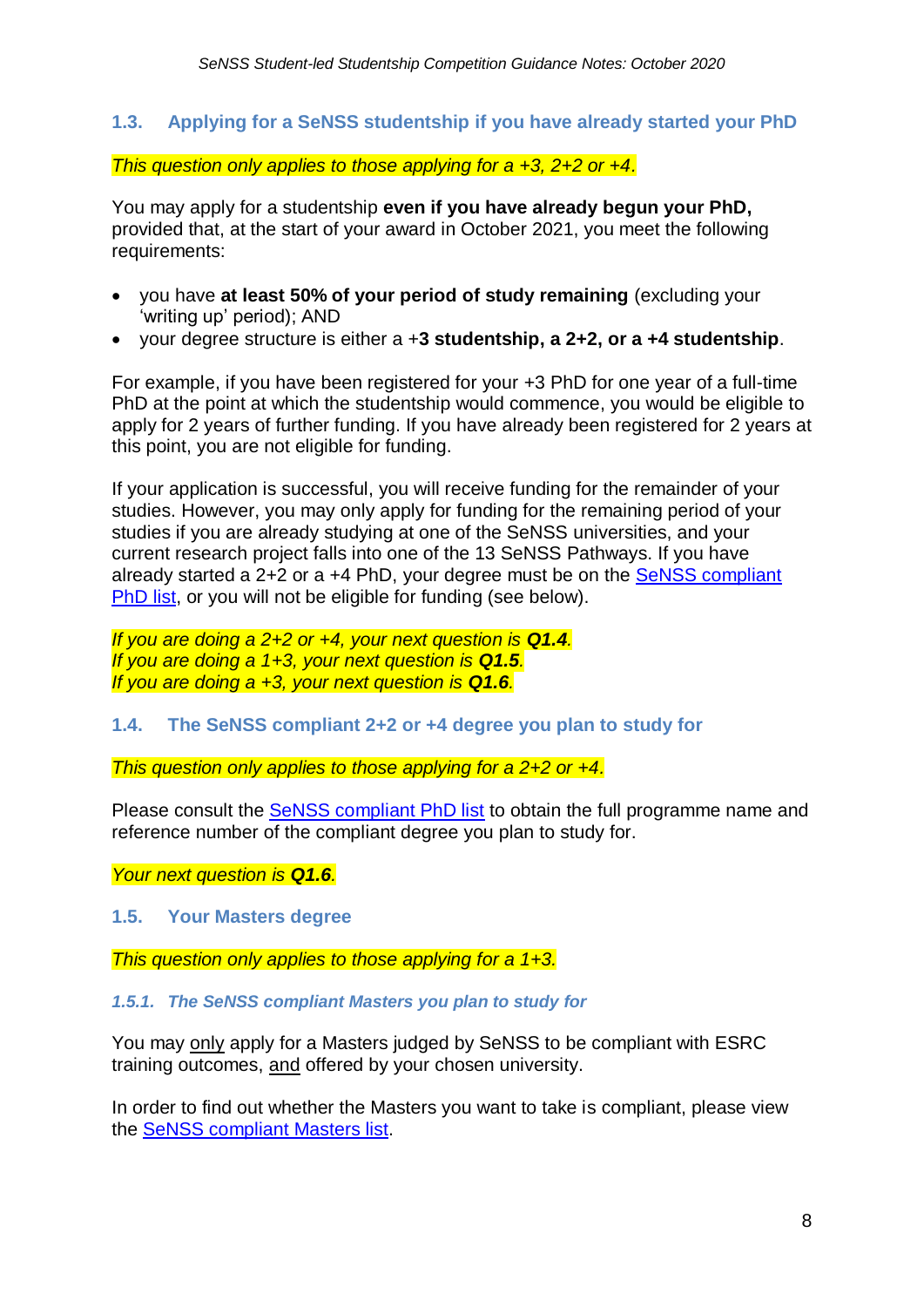### 1.3. Applying for a SeNSS studentship if you have already started your PhD

*This question only applies to those applying for a +3, 2+2 or +4.*

You may apply for a studentship **even if you have already begun your PhD,** provided that, at the start of your award in October 2021, you meet the following requirements:

- you have **at least 50% of your period of study remaining** (excluding your 'writing up' period); AND
- your degree structure is either a +**3 studentship, a 2+2, or a +4 studentship**.

For example, if you have been registered for your +3 PhD for one year of a full-time PhD at the point at which the studentship would commence, you would be eligible to apply for 2 years of further funding. If you have already been registered for 2 years at this point, you are not eligible for funding.

If your application is successful, you will receive funding for the remainder of your studies. However, you may only apply for funding for the remaining period of your studies if you are already studying at one of the SeNSS universities, and your current research project falls into one of the 13 SeNSS Pathways. If you have already started a 2+2 or a +4 PhD, your degree must be on the SeNSS compliant PhD list, or you will not be eligible for funding (see below).

*If you are doing a 2+2 or +4, your next question is **Q1.4**.*
*If you are doing a 1+3, your next question is **Q1.5**.*
*If you are doing a +3, your next question is **Q1.6**.*

### 1.4. The SeNSS compliant 2+2 or +4 degree you plan to study for

*This question only applies to those applying for a 2+2 or +4.*

Please consult the SeNSS compliant PhD list to obtain the full programme name and reference number of the compliant degree you plan to study for.

*Your next question is **Q1.6**.*

### 1.5. Your Masters degree

*This question only applies to those applying for a 1+3.*

#### *1.5.1. The SeNSS compliant Masters you plan to study for*

You may only apply for a Masters judged by SeNSS to be compliant with ESRC training outcomes, and offered by your chosen university.

In order to find out whether the Masters you want to take is compliant, please view the SeNSS compliant Masters list.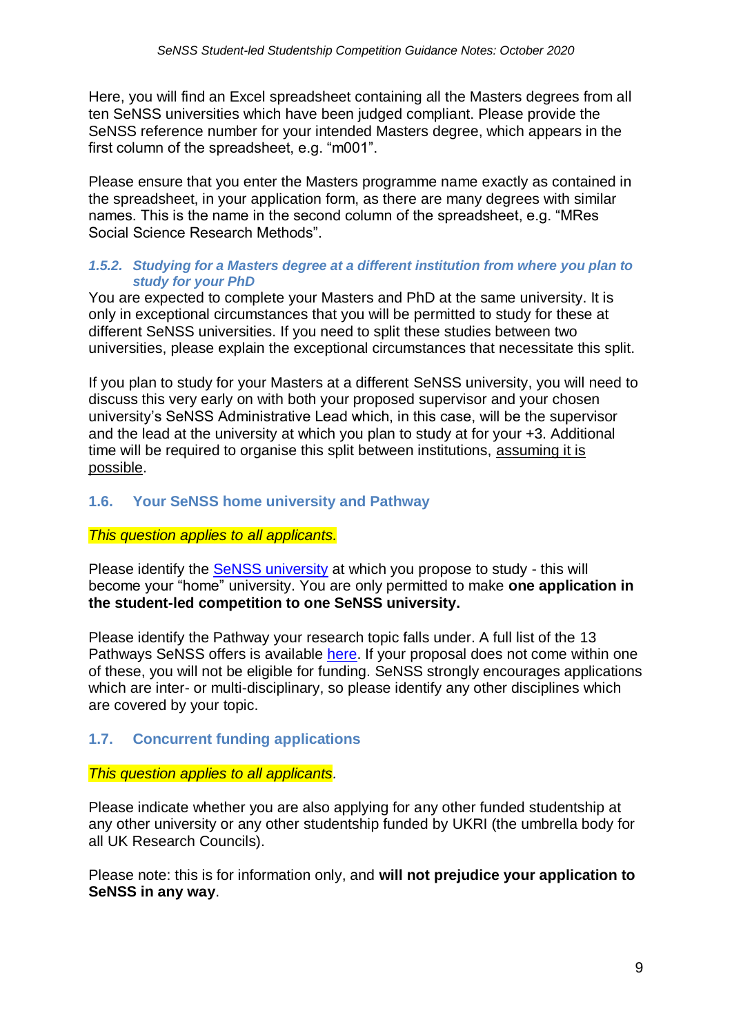Here, you will find an Excel spreadsheet containing all the Masters degrees from all ten SeNSS universities which have been judged compliant. Please provide the SeNSS reference number for your intended Masters degree, which appears in the first column of the spreadsheet, e.g. "m001".

Please ensure that you enter the Masters programme name exactly as contained in the spreadsheet, in your application form, as there are many degrees with similar names. This is the name in the second column of the spreadsheet, e.g. "MRes Social Science Research Methods".

#### *1.5.2. Studying for a Masters degree at a different institution from where you plan to study for your PhD*

You are expected to complete your Masters and PhD at the same university. It is only in exceptional circumstances that you will be permitted to study for these at different SeNSS universities. If you need to split these studies between two universities, please explain the exceptional circumstances that necessitate this split.

If you plan to study for your Masters at a different SeNSS university, you will need to discuss this very early on with both your proposed supervisor and your chosen university's SeNSS Administrative Lead which, in this case, will be the supervisor and the lead at the university at which you plan to study at for your +3. Additional time will be required to organise this split between institutions, assuming it is possible.

### 1.6. Your SeNSS home university and Pathway

*This question applies to all applicants.*

Please identify the SeNSS university at which you propose to study - this will become your "home" university. You are only permitted to make **one application in the student-led competition to one SeNSS university.**

Please identify the Pathway your research topic falls under. A full list of the 13 Pathways SeNSS offers is available here. If your proposal does not come within one of these, you will not be eligible for funding. SeNSS strongly encourages applications which are inter- or multi-disciplinary, so please identify any other disciplines which are covered by your topic.

### 1.7. Concurrent funding applications

*This question applies to all applicants.*

Please indicate whether you are also applying for any other funded studentship at any other university or any other studentship funded by UKRI (the umbrella body for all UK Research Councils).

Please note: this is for information only, and **will not prejudice your application to SeNSS in any way**.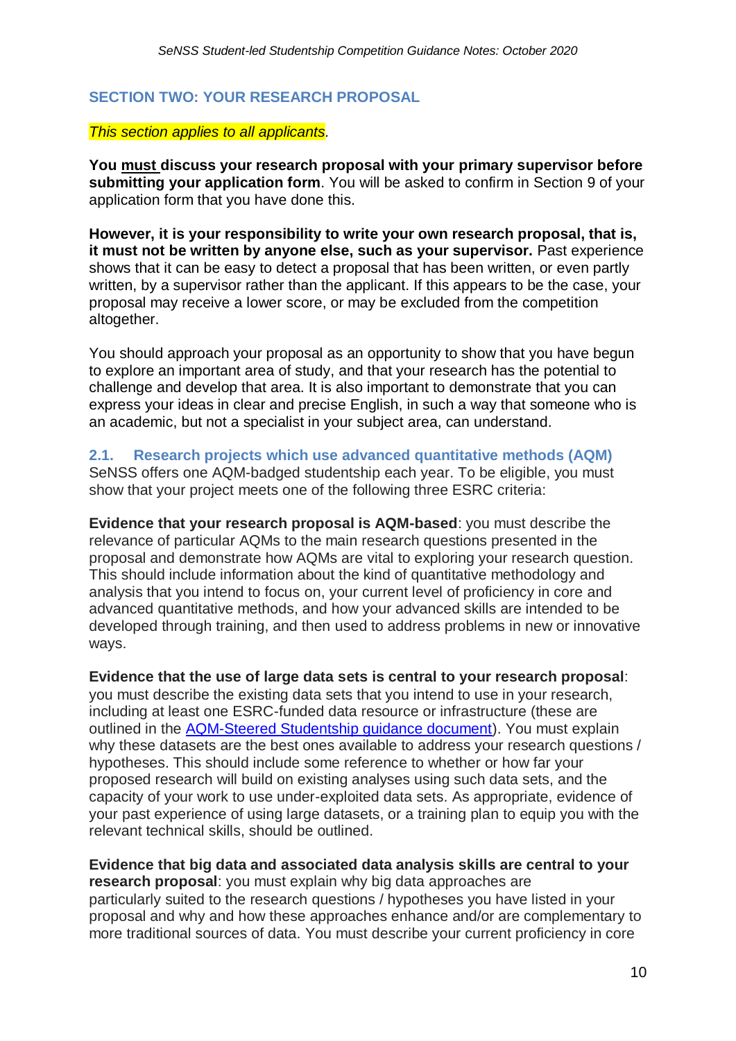## SECTION TWO: YOUR RESEARCH PROPOSAL

*This section applies to all applicants.*

**You must discuss your research proposal with your primary supervisor before submitting your application form**. You will be asked to confirm in Section 9 of your application form that you have done this.

**However, it is your responsibility to write your own research proposal, that is, it must not be written by anyone else, such as your supervisor.** Past experience shows that it can be easy to detect a proposal that has been written, or even partly written, by a supervisor rather than the applicant. If this appears to be the case, your proposal may receive a lower score, or may be excluded from the competition altogether.

You should approach your proposal as an opportunity to show that you have begun to explore an important area of study, and that your research has the potential to challenge and develop that area. It is also important to demonstrate that you can express your ideas in clear and precise English, in such a way that someone who is an academic, but not a specialist in your subject area, can understand.

### 2.1. Research projects which use advanced quantitative methods (AQM)

SeNSS offers one AQM-badged studentship each year. To be eligible, you must show that your project meets one of the following three ESRC criteria:

**Evidence that your research proposal is AQM-based**: you must describe the relevance of particular AQMs to the main research questions presented in the proposal and demonstrate how AQMs are vital to exploring your research question. This should include information about the kind of quantitative methodology and analysis that you intend to focus on, your current level of proficiency in core and advanced quantitative methods, and how your advanced skills are intended to be developed through training, and then used to address problems in new or innovative ways.

**Evidence that the use of large data sets is central to your research proposal**: you must describe the existing data sets that you intend to use in your research, including at least one ESRC-funded data resource or infrastructure (these are outlined in the AQM-Steered Studentship guidance document). You must explain why these datasets are the best ones available to address your research questions / hypotheses. This should include some reference to whether or how far your proposed research will build on existing analyses using such data sets, and the capacity of your work to use under-exploited data sets. As appropriate, evidence of your past experience of using large datasets, or a training plan to equip you with the relevant technical skills, should be outlined.

**Evidence that big data and associated data analysis skills are central to your research proposal**: you must explain why big data approaches are particularly suited to the research questions / hypotheses you have listed in your proposal and why and how these approaches enhance and/or are complementary to more traditional sources of data. You must describe your current proficiency in core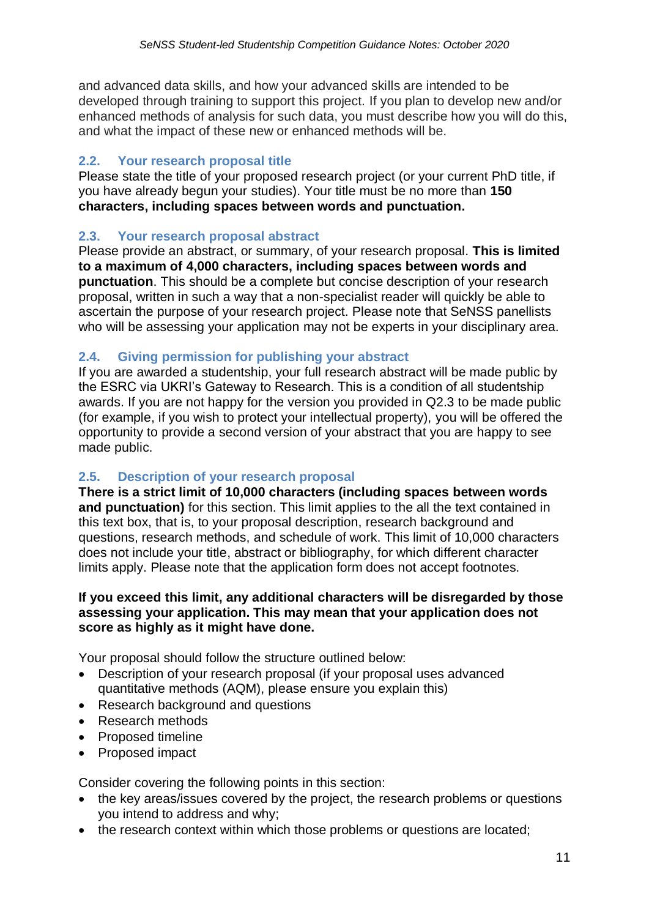and advanced data skills, and how your advanced skills are intended to be developed through training to support this project. If you plan to develop new and/or enhanced methods of analysis for such data, you must describe how you will do this, and what the impact of these new or enhanced methods will be.

### 2.2. Your research proposal title

Please state the title of your proposed research project (or your current PhD title, if you have already begun your studies). Your title must be no more than **150 characters, including spaces between words and punctuation.**

### 2.3. Your research proposal abstract

Please provide an abstract, or summary, of your research proposal. **This is limited to a maximum of 4,000 characters, including spaces between words and punctuation**. This should be a complete but concise description of your research proposal, written in such a way that a non-specialist reader will quickly be able to ascertain the purpose of your research project. Please note that SeNSS panellists who will be assessing your application may not be experts in your disciplinary area.

### 2.4. Giving permission for publishing your abstract

If you are awarded a studentship, your full research abstract will be made public by the ESRC via UKRI's Gateway to Research. This is a condition of all studentship awards. If you are not happy for the version you provided in Q2.3 to be made public (for example, if you wish to protect your intellectual property), you will be offered the opportunity to provide a second version of your abstract that you are happy to see made public.

### 2.5. Description of your research proposal

**There is a strict limit of 10,000 characters (including spaces between words and punctuation)** for this section. This limit applies to the all the text contained in this text box, that is, to your proposal description, research background and questions, research methods, and schedule of work. This limit of 10,000 characters does not include your title, abstract or bibliography, for which different character limits apply. Please note that the application form does not accept footnotes.

**If you exceed this limit, any additional characters will be disregarded by those assessing your application. This may mean that your application does not score as highly as it might have done.**

Your proposal should follow the structure outlined below:

- Description of your research proposal (if your proposal uses advanced quantitative methods (AQM), please ensure you explain this)
- Research background and questions
- Research methods
- Proposed timeline
- Proposed impact

Consider covering the following points in this section:

- the key areas/issues covered by the project, the research problems or questions you intend to address and why;
- the research context within which those problems or questions are located;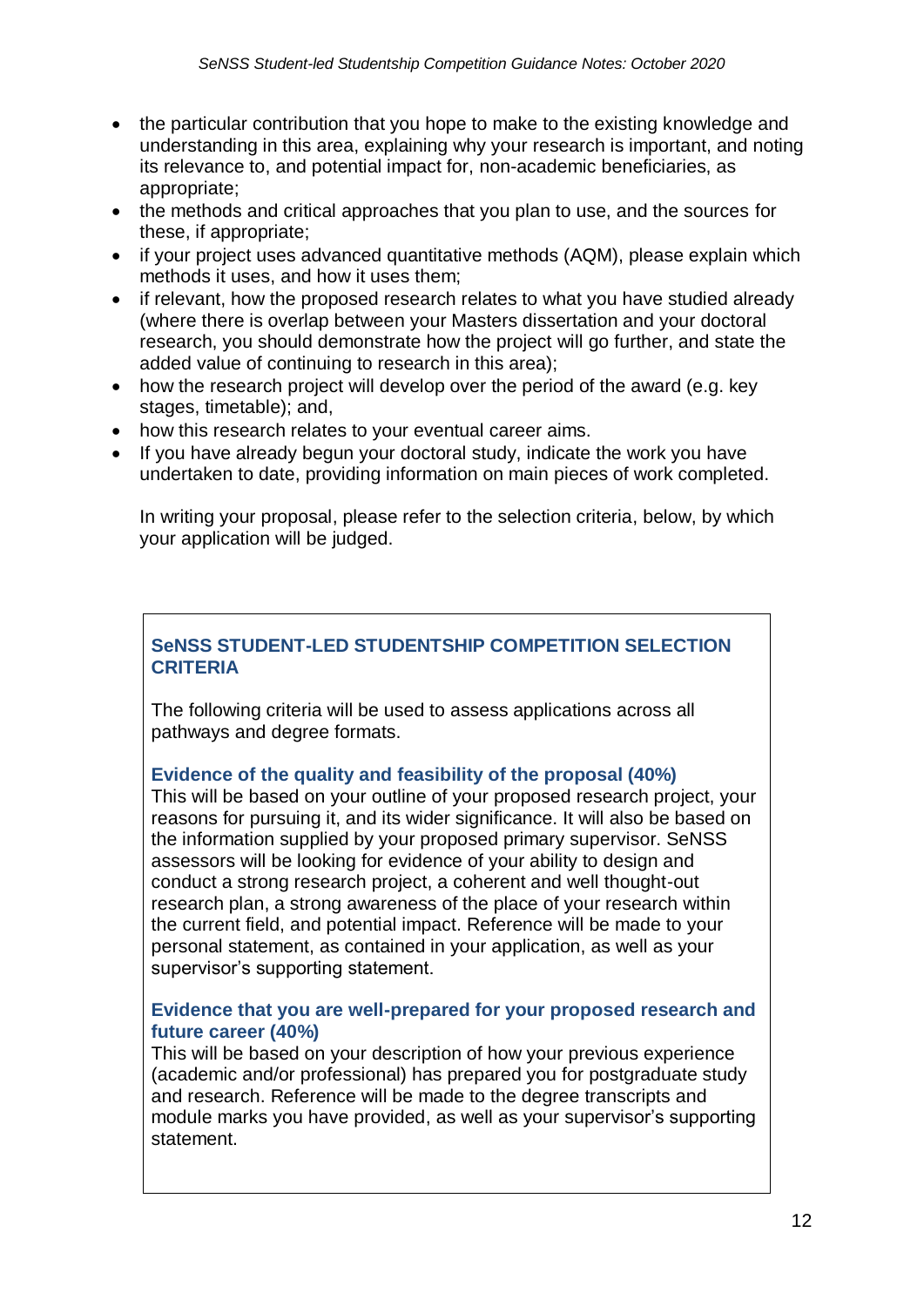- the particular contribution that you hope to make to the existing knowledge and understanding in this area, explaining why your research is important, and noting its relevance to, and potential impact for, non-academic beneficiaries, as appropriate;
- the methods and critical approaches that you plan to use, and the sources for these, if appropriate;
- if your project uses advanced quantitative methods (AQM), please explain which methods it uses, and how it uses them;
- if relevant, how the proposed research relates to what you have studied already (where there is overlap between your Masters dissertation and your doctoral research, you should demonstrate how the project will go further, and state the added value of continuing to research in this area);
- how the research project will develop over the period of the award (e.g. key stages, timetable); and,
- how this research relates to your eventual career aims.
- If you have already begun your doctoral study, indicate the work you have undertaken to date, providing information on main pieces of work completed.

In writing your proposal, please refer to the selection criteria, below, by which your application will be judged.

### SeNSS STUDENT-LED STUDENTSHIP COMPETITION SELECTION CRITERIA

The following criteria will be used to assess applications across all pathways and degree formats.

**Evidence of the quality and feasibility of the proposal (40%)**

This will be based on your outline of your proposed research project, your reasons for pursuing it, and its wider significance. It will also be based on the information supplied by your proposed primary supervisor. SeNSS assessors will be looking for evidence of your ability to design and conduct a strong research project, a coherent and well thought-out research plan, a strong awareness of the place of your research within the current field, and potential impact. Reference will be made to your personal statement, as contained in your application, as well as your supervisor's supporting statement.

**Evidence that you are well-prepared for your proposed research and future career (40%)**

This will be based on your description of how your previous experience (academic and/or professional) has prepared you for postgraduate study and research. Reference will be made to the degree transcripts and module marks you have provided, as well as your supervisor's supporting statement.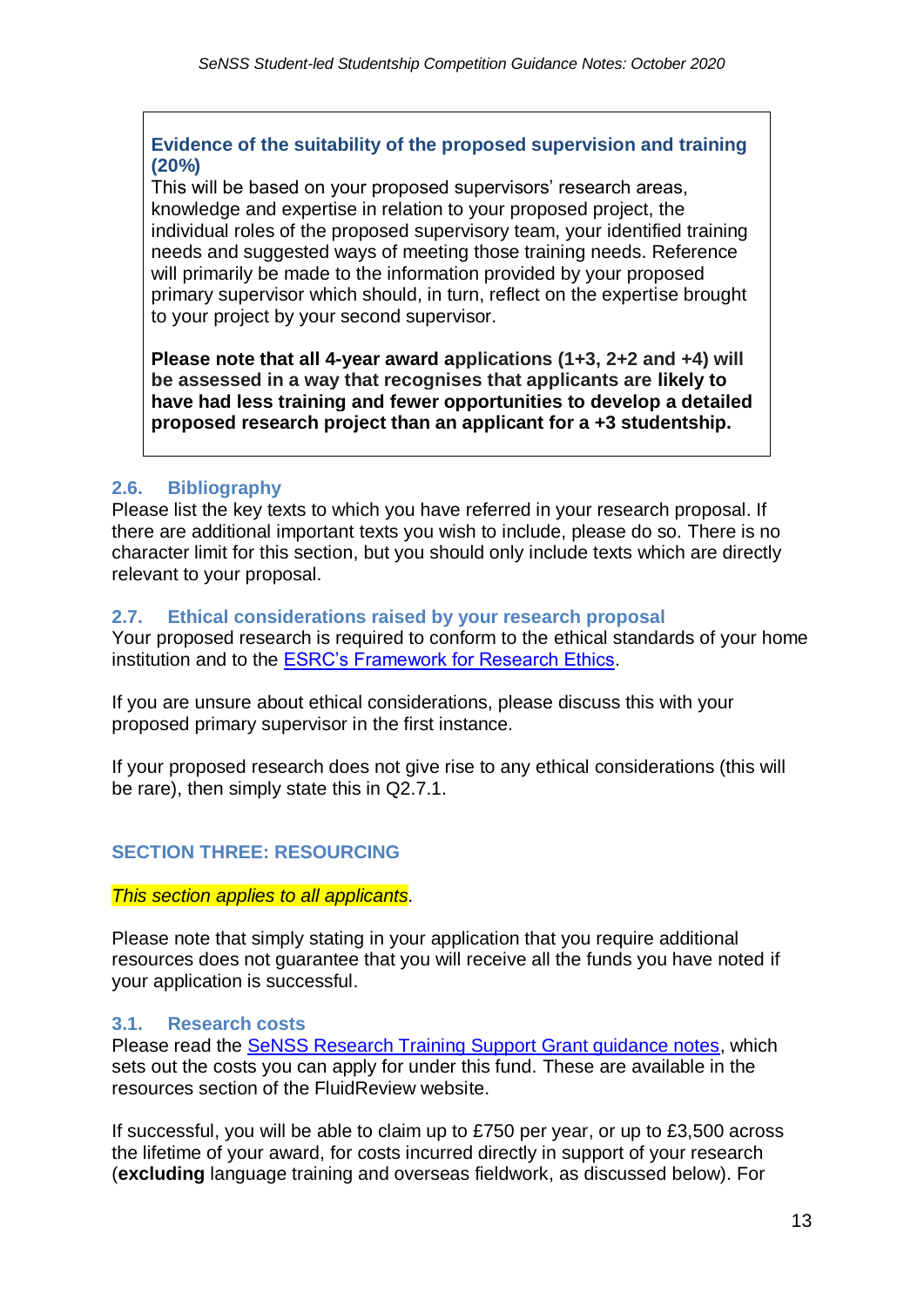**Evidence of the suitability of the proposed supervision and training (20%)**

This will be based on your proposed supervisors' research areas, knowledge and expertise in relation to your proposed project, the individual roles of the proposed supervisory team, your identified training needs and suggested ways of meeting those training needs. Reference will primarily be made to the information provided by your proposed primary supervisor which should, in turn, reflect on the expertise brought to your project by your second supervisor.

**Please note that all 4-year award applications (1+3, 2+2 and +4) will be assessed in a way that recognises that applicants are likely to have had less training and fewer opportunities to develop a detailed proposed research project than an applicant for a +3 studentship.**

### 2.6. Bibliography

Please list the key texts to which you have referred in your research proposal. If there are additional important texts you wish to include, please do so. There is no character limit for this section, but you should only include texts which are directly relevant to your proposal.

### 2.7. Ethical considerations raised by your research proposal

Your proposed research is required to conform to the ethical standards of your home institution and to the [ESRC's Framework for Research Ethics](ESRC's Framework for Research Ethics).

If you are unsure about ethical considerations, please discuss this with your proposed primary supervisor in the first instance.

If your proposed research does not give rise to any ethical considerations (this will be rare), then simply state this in Q2.7.1.

## SECTION THREE: RESOURCING

*This section applies to all applicants*.

Please note that simply stating in your application that you require additional resources does not guarantee that you will receive all the funds you have noted if your application is successful.

### 3.1. Research costs

Please read the SeNSS Research Training Support Grant guidance notes, which sets out the costs you can apply for under this fund. These are available in the resources section of the FluidReview website.

If successful, you will be able to claim up to £750 per year, or up to £3,500 across the lifetime of your award, for costs incurred directly in support of your research (**excluding** language training and overseas fieldwork, as discussed below). For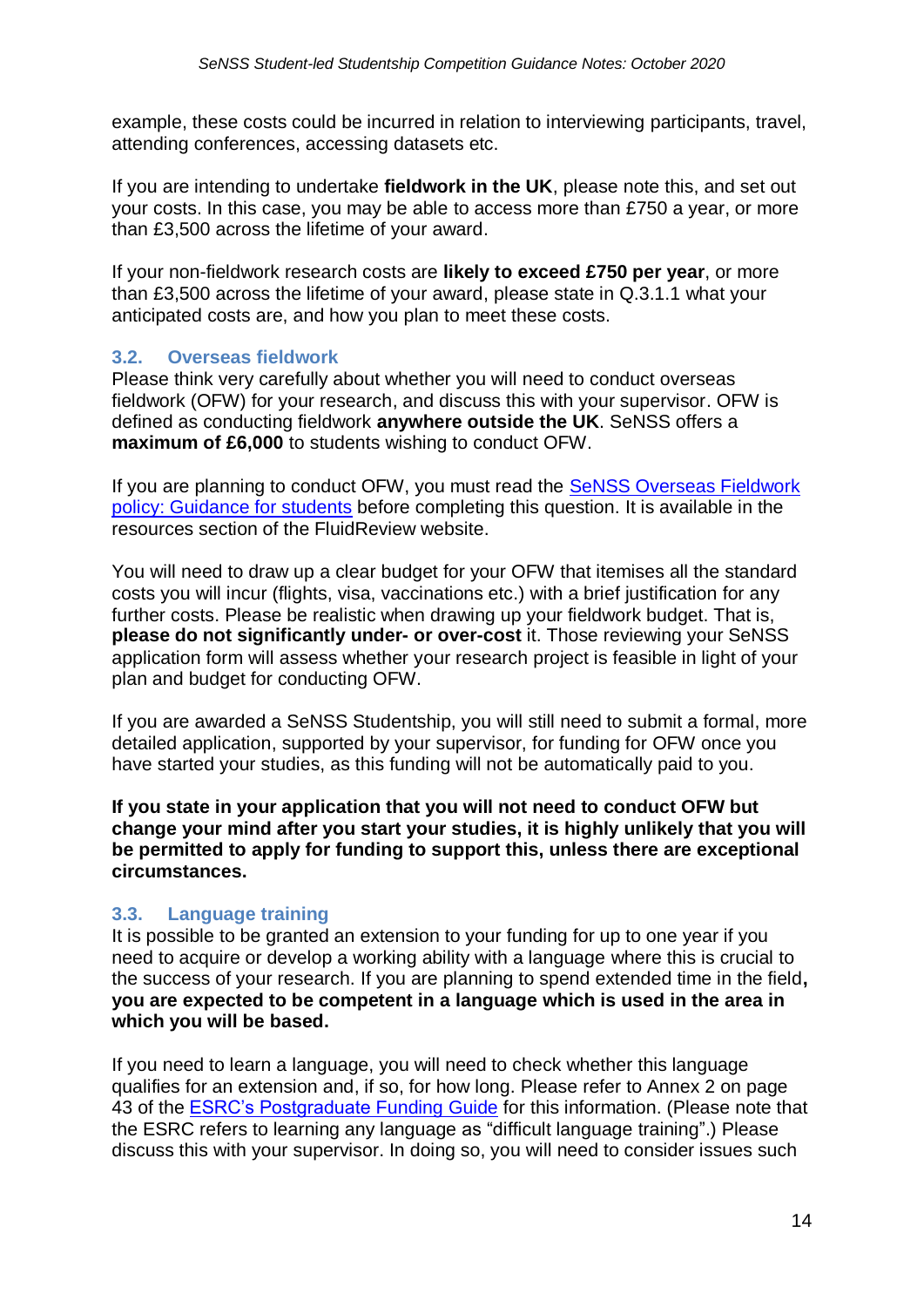example, these costs could be incurred in relation to interviewing participants, travel, attending conferences, accessing datasets etc.

If you are intending to undertake **fieldwork in the UK**, please note this, and set out your costs. In this case, you may be able to access more than £750 a year, or more than £3,500 across the lifetime of your award.

If your non-fieldwork research costs are **likely to exceed £750 per year**, or more than £3,500 across the lifetime of your award, please state in Q.3.1.1 what your anticipated costs are, and how you plan to meet these costs.

### 3.2. Overseas fieldwork

Please think very carefully about whether you will need to conduct overseas fieldwork (OFW) for your research, and discuss this with your supervisor. OFW is defined as conducting fieldwork **anywhere outside the UK**. SeNSS offers a **maximum of £6,000** to students wishing to conduct OFW.

If you are planning to conduct OFW, you must read the SeNSS Overseas Fieldwork policy: Guidance for students before completing this question. It is available in the resources section of the FluidReview website.

You will need to draw up a clear budget for your OFW that itemises all the standard costs you will incur (flights, visa, vaccinations etc.) with a brief justification for any further costs. Please be realistic when drawing up your fieldwork budget. That is, **please do not significantly under- or over-cost** it. Those reviewing your SeNSS application form will assess whether your research project is feasible in light of your plan and budget for conducting OFW.

If you are awarded a SeNSS Studentship, you will still need to submit a formal, more detailed application, supported by your supervisor, for funding for OFW once you have started your studies, as this funding will not be automatically paid to you.

**If you state in your application that you will not need to conduct OFW but change your mind after you start your studies, it is highly unlikely that you will be permitted to apply for funding to support this, unless there are exceptional circumstances.**

### 3.3. Language training

It is possible to be granted an extension to your funding for up to one year if you need to acquire or develop a working ability with a language where this is crucial to the success of your research. If you are planning to spend extended time in the field**, you are expected to be competent in a language which is used in the area in which you will be based.**

If you need to learn a language, you will need to check whether this language qualifies for an extension and, if so, for how long. Please refer to Annex 2 on page 43 of the ESRC's Postgraduate Funding Guide for this information. (Please note that the ESRC refers to learning any language as "difficult language training".) Please discuss this with your supervisor. In doing so, you will need to consider issues such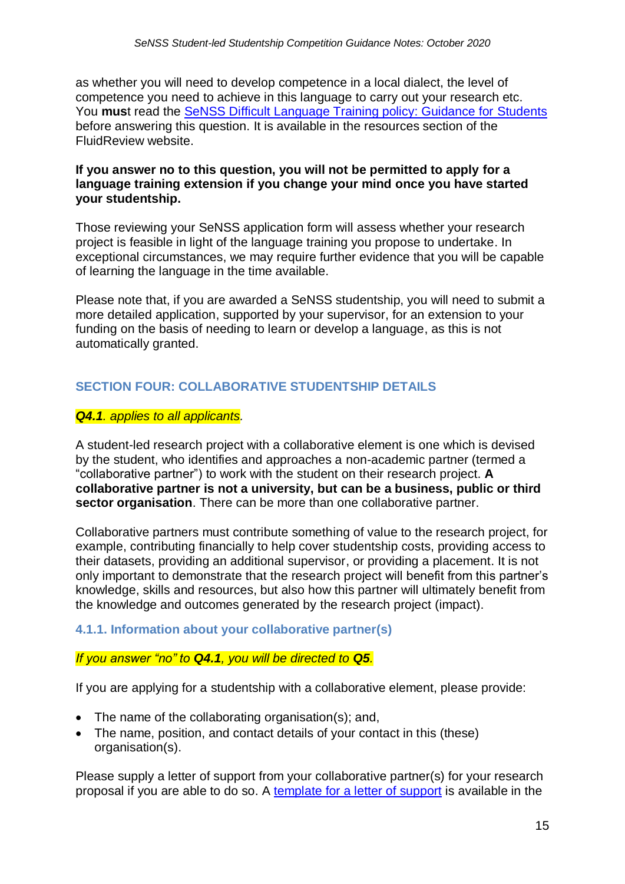as whether you will need to develop competence in a local dialect, the level of competence you need to achieve in this language to carry out your research etc. You **mus**t read the [SeNSS Difficult Language Training policy: Guidance for Students] before answering this question. It is available in the resources section of the FluidReview website.

**If you answer no to this question, you will not be permitted to apply for a language training extension if you change your mind once you have started your studentship.**

Those reviewing your SeNSS application form will assess whether your research project is feasible in light of the language training you propose to undertake. In exceptional circumstances, we may require further evidence that you will be capable of learning the language in the time available.

Please note that, if you are awarded a SeNSS studentship, you will need to submit a more detailed application, supported by your supervisor, for an extension to your funding on the basis of needing to learn or develop a language, as this is not automatically granted.

## SECTION FOUR: COLLABORATIVE STUDENTSHIP DETAILS

***Q4.1****. applies to all applicants.*

A student-led research project with a collaborative element is one which is devised by the student, who identifies and approaches a non-academic partner (termed a "collaborative partner") to work with the student on their research project. **A collaborative partner is not a university, but can be a business, public or third sector organisation**. There can be more than one collaborative partner.

Collaborative partners must contribute something of value to the research project, for example, contributing financially to help cover studentship costs, providing access to their datasets, providing an additional supervisor, or providing a placement. It is not only important to demonstrate that the research project will benefit from this partner's knowledge, skills and resources, but also how this partner will ultimately benefit from the knowledge and outcomes generated by the research project (impact).

### 4.1.1. Information about your collaborative partner(s)

*If you answer "no" to* ***Q4.1****, you will be directed to* ***Q5****.*

If you are applying for a studentship with a collaborative element, please provide:

- The name of the collaborating organisation(s); and,
- The name, position, and contact details of your contact in this (these) organisation(s).

Please supply a letter of support from your collaborative partner(s) for your research proposal if you are able to do so. A [template for a letter of support] is available in the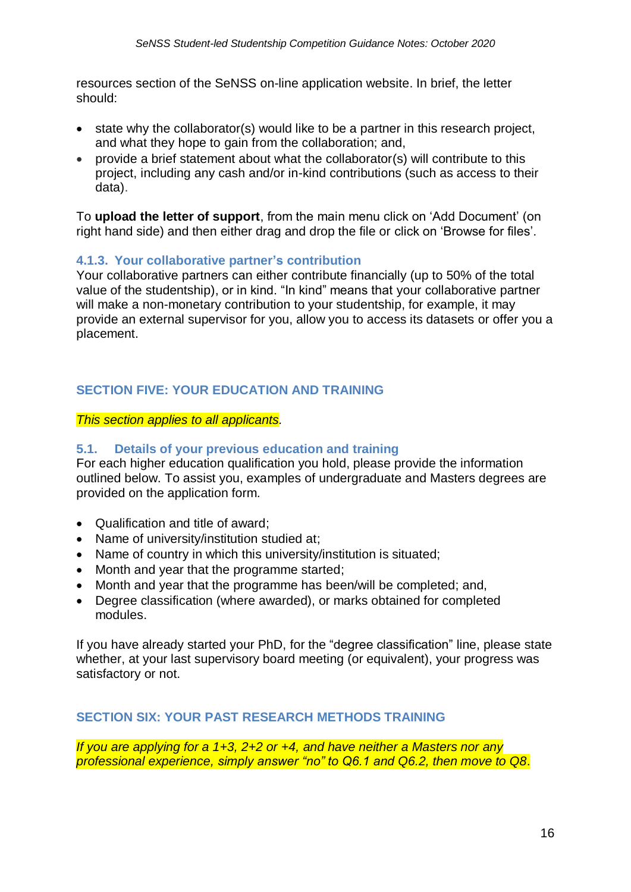resources section of the SeNSS on-line application website. In brief, the letter should:

- state why the collaborator(s) would like to be a partner in this research project, and what they hope to gain from the collaboration; and,
- provide a brief statement about what the collaborator(s) will contribute to this project, including any cash and/or in-kind contributions (such as access to their data).

To **upload the letter of support**, from the main menu click on 'Add Document' (on right hand side) and then either drag and drop the file or click on 'Browse for files'.

### 4.1.3. Your collaborative partner's contribution

Your collaborative partners can either contribute financially (up to 50% of the total value of the studentship), or in kind. "In kind" means that your collaborative partner will make a non-monetary contribution to your studentship, for example, it may provide an external supervisor for you, allow you to access its datasets or offer you a placement.

## SECTION FIVE: YOUR EDUCATION AND TRAINING

*This section applies to all applicants.*

### 5.1. Details of your previous education and training

For each higher education qualification you hold, please provide the information outlined below. To assist you, examples of undergraduate and Masters degrees are provided on the application form.

- Qualification and title of award;
- Name of university/institution studied at;
- Name of country in which this university/institution is situated;
- Month and year that the programme started;
- Month and year that the programme has been/will be completed; and,
- Degree classification (where awarded), or marks obtained for completed modules.

If you have already started your PhD, for the "degree classification" line, please state whether, at your last supervisory board meeting (or equivalent), your progress was satisfactory or not.

## SECTION SIX: YOUR PAST RESEARCH METHODS TRAINING

*If you are applying for a 1+3, 2+2 or +4, and have neither a Masters nor any professional experience, simply answer "no" to Q6.1 and Q6.2, then move to Q8.*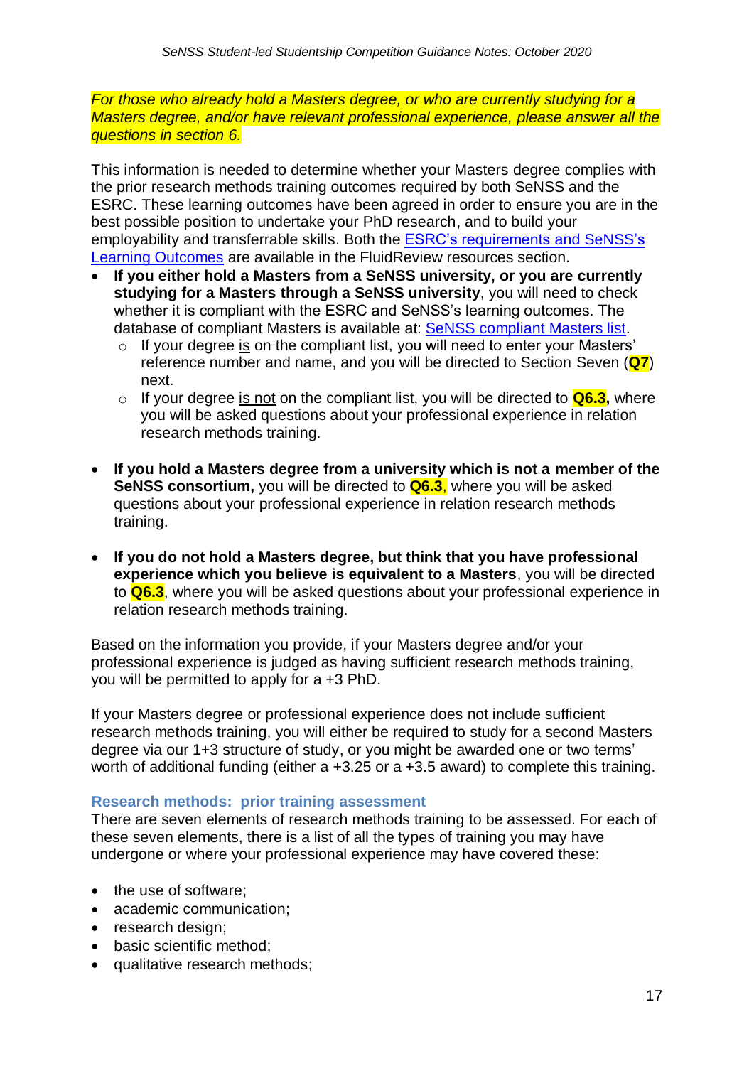*For those who already hold a Masters degree, or who are currently studying for a Masters degree, and/or have relevant professional experience, please answer all the questions in section 6.*

This information is needed to determine whether your Masters degree complies with the prior research methods training outcomes required by both SeNSS and the ESRC. These learning outcomes have been agreed in order to ensure you are in the best possible position to undertake your PhD research, and to build your employability and transferrable skills. Both the [ESRC's requirements and SeNSS's Learning Outcomes]() are available in the FluidReview resources section.

- **If you either hold a Masters from a SeNSS university, or you are currently studying for a Masters through a SeNSS university**, you will need to check whether it is compliant with the ESRC and SeNSS's learning outcomes. The database of compliant Masters is available at: [SeNSS compliant Masters list]().
  - If your degree is on the compliant list, you will need to enter your Masters' reference number and name, and you will be directed to Section Seven (**Q7**) next.
  - If your degree is not on the compliant list, you will be directed to **Q6.3,** where you will be asked questions about your professional experience in relation research methods training.

- **If you hold a Masters degree from a university which is not a member of the SeNSS consortium,** you will be directed to **Q6.3**, where you will be asked questions about your professional experience in relation research methods training.

- **If you do not hold a Masters degree, but think that you have professional experience which you believe is equivalent to a Masters**, you will be directed to **Q6.3**, where you will be asked questions about your professional experience in relation research methods training.

Based on the information you provide, if your Masters degree and/or your professional experience is judged as having sufficient research methods training, you will be permitted to apply for a +3 PhD.

If your Masters degree or professional experience does not include sufficient research methods training, you will either be required to study for a second Masters degree via our 1+3 structure of study, or you might be awarded one or two terms' worth of additional funding (either a +3.25 or a +3.5 award) to complete this training.

### Research methods: prior training assessment

There are seven elements of research methods training to be assessed. For each of these seven elements, there is a list of all the types of training you may have undergone or where your professional experience may have covered these:

- the use of software;
- academic communication;
- research design;
- basic scientific method;
- qualitative research methods;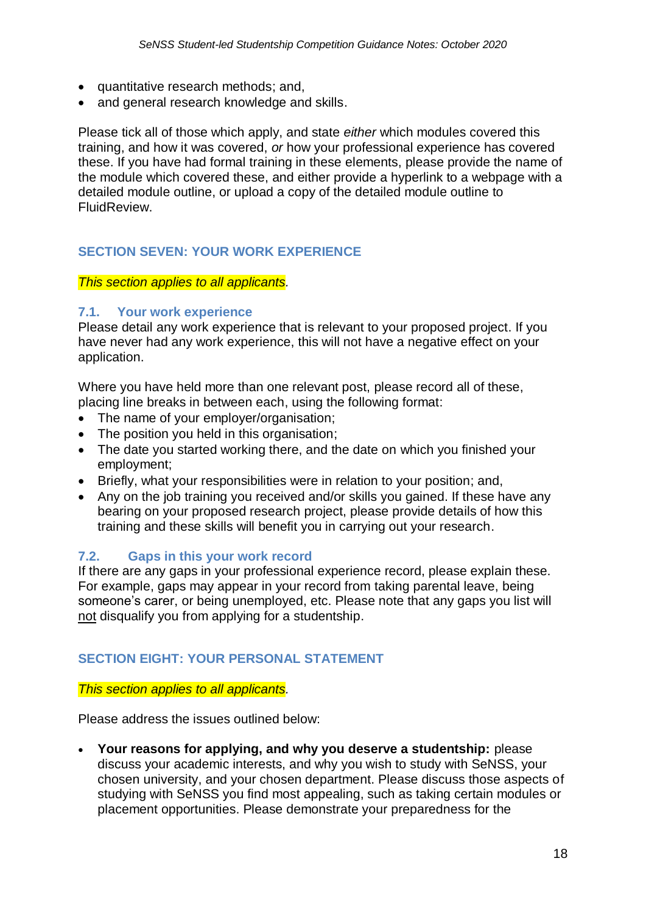- quantitative research methods; and,
- and general research knowledge and skills.

Please tick all of those which apply, and state *either* which modules covered this training, and how it was covered, *or* how your professional experience has covered these. If you have had formal training in these elements, please provide the name of the module which covered these, and either provide a hyperlink to a webpage with a detailed module outline, or upload a copy of the detailed module outline to FluidReview.

## SECTION SEVEN: YOUR WORK EXPERIENCE

*This section applies to all applicants*.

### 7.1. Your work experience

Please detail any work experience that is relevant to your proposed project. If you have never had any work experience, this will not have a negative effect on your application.

Where you have held more than one relevant post, please record all of these, placing line breaks in between each, using the following format:

- The name of your employer/organisation;
- The position you held in this organisation;
- The date you started working there, and the date on which you finished your employment;
- Briefly, what your responsibilities were in relation to your position; and,
- Any on the job training you received and/or skills you gained. If these have any bearing on your proposed research project, please provide details of how this training and these skills will benefit you in carrying out your research.

### 7.2. Gaps in this your work record

If there are any gaps in your professional experience record, please explain these. For example, gaps may appear in your record from taking parental leave, being someone's carer, or being unemployed, etc. Please note that any gaps you list will not disqualify you from applying for a studentship.

## SECTION EIGHT: YOUR PERSONAL STATEMENT

*This section applies to all applicants*.

Please address the issues outlined below:

- **Your reasons for applying, and why you deserve a studentship:** please discuss your academic interests, and why you wish to study with SeNSS, your chosen university, and your chosen department. Please discuss those aspects of studying with SeNSS you find most appealing, such as taking certain modules or placement opportunities. Please demonstrate your preparedness for the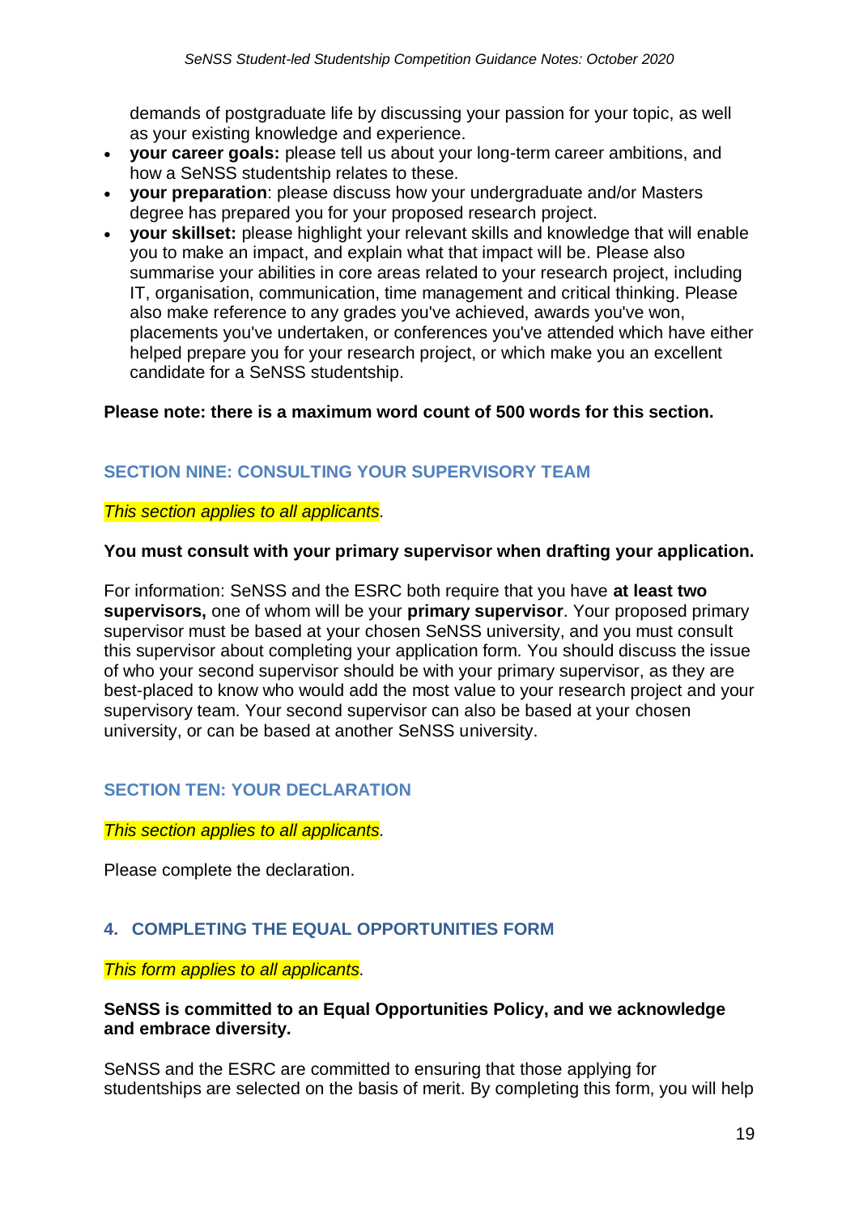demands of postgraduate life by discussing your passion for your topic, as well as your existing knowledge and experience.

- **your career goals:** please tell us about your long-term career ambitions, and how a SeNSS studentship relates to these.
- **your preparation**: please discuss how your undergraduate and/or Masters degree has prepared you for your proposed research project.
- **your skillset:** please highlight your relevant skills and knowledge that will enable you to make an impact, and explain what that impact will be. Please also summarise your abilities in core areas related to your research project, including IT, organisation, communication, time management and critical thinking. Please also make reference to any grades you've achieved, awards you've won, placements you've undertaken, or conferences you've attended which have either helped prepare you for your research project, or which make you an excellent candidate for a SeNSS studentship.

**Please note: there is a maximum word count of 500 words for this section.**

### SECTION NINE: CONSULTING YOUR SUPERVISORY TEAM

*This section applies to all applicants.*

**You must consult with your primary supervisor when drafting your application.**

For information: SeNSS and the ESRC both require that you have **at least two supervisors,** one of whom will be your **primary supervisor**. Your proposed primary supervisor must be based at your chosen SeNSS university, and you must consult this supervisor about completing your application form. You should discuss the issue of who your second supervisor should be with your primary supervisor, as they are best-placed to know who would add the most value to your research project and your supervisory team. Your second supervisor can also be based at your chosen university, or can be based at another SeNSS university.

### SECTION TEN: YOUR DECLARATION

*This section applies to all applicants.*

Please complete the declaration.

## 4. COMPLETING THE EQUAL OPPORTUNITIES FORM

*This form applies to all applicants.*

**SeNSS is committed to an Equal Opportunities Policy, and we acknowledge and embrace diversity.**

SeNSS and the ESRC are committed to ensuring that those applying for studentships are selected on the basis of merit. By completing this form, you will help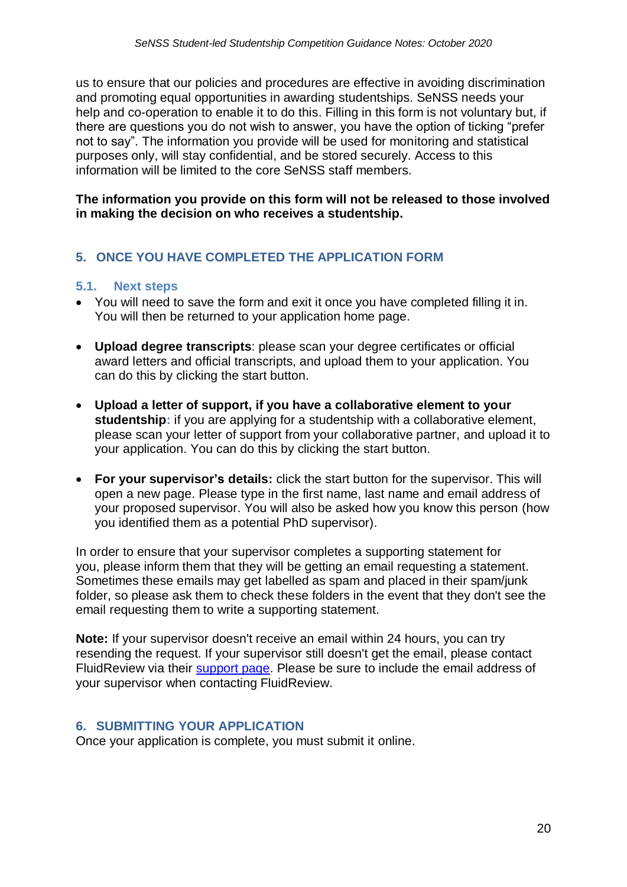us to ensure that our policies and procedures are effective in avoiding discrimination and promoting equal opportunities in awarding studentships. SeNSS needs your help and co-operation to enable it to do this. Filling in this form is not voluntary but, if there are questions you do not wish to answer, you have the option of ticking "prefer not to say". The information you provide will be used for monitoring and statistical purposes only, will stay confidential, and be stored securely. Access to this information will be limited to the core SeNSS staff members.

**The information you provide on this form will not be released to those involved in making the decision on who receives a studentship.**

## 5. ONCE YOU HAVE COMPLETED THE APPLICATION FORM

### 5.1. Next steps

- You will need to save the form and exit it once you have completed filling it in. You will then be returned to your application home page.

- **Upload degree transcripts**: please scan your degree certificates or official award letters and official transcripts, and upload them to your application. You can do this by clicking the start button.

- **Upload a letter of support, if you have a collaborative element to your studentship**: if you are applying for a studentship with a collaborative element, please scan your letter of support from your collaborative partner, and upload it to your application. You can do this by clicking the start button.

- **For your supervisor's details:** click the start button for the supervisor. This will open a new page. Please type in the first name, last name and email address of your proposed supervisor. You will also be asked how you know this person (how you identified them as a potential PhD supervisor).

In order to ensure that your supervisor completes a supporting statement for you, please inform them that they will be getting an email requesting a statement. Sometimes these emails may get labelled as spam and placed in their spam/junk folder, so please ask them to check these folders in the event that they don't see the email requesting them to write a supporting statement.

**Note:** If your supervisor doesn't receive an email within 24 hours, you can try resending the request. If your supervisor still doesn't get the email, please contact FluidReview via their support page. Please be sure to include the email address of your supervisor when contacting FluidReview.

## 6. SUBMITTING YOUR APPLICATION

Once your application is complete, you must submit it online.